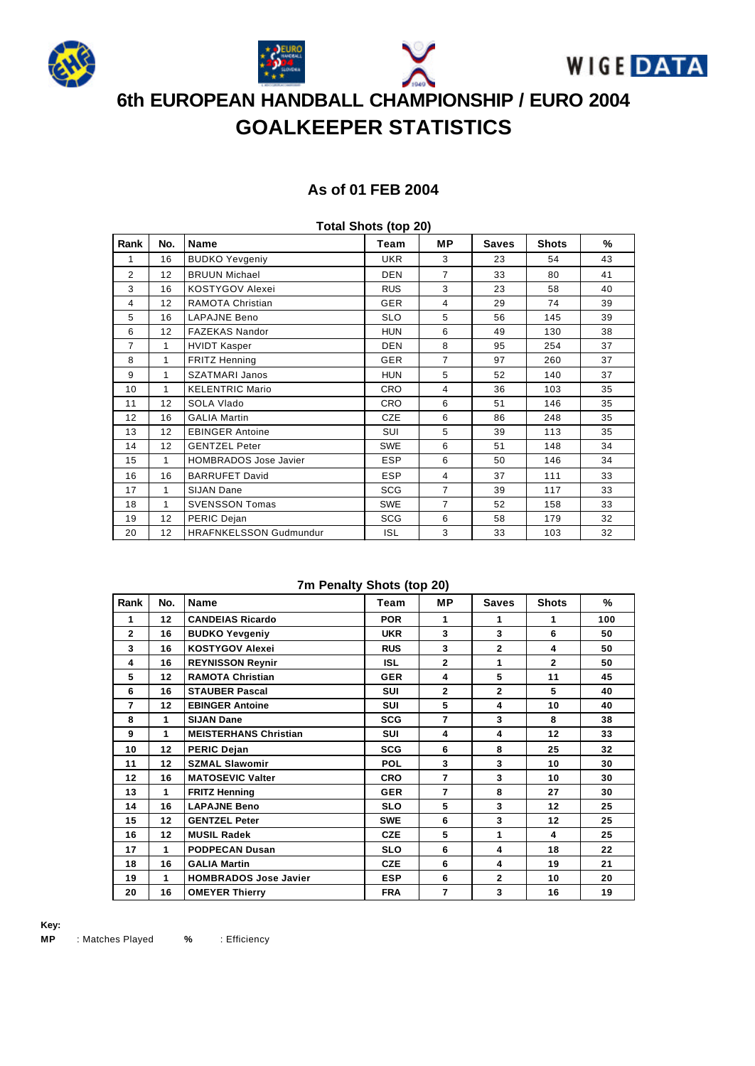# 6th EUROPEAN HANDBALL CHAMPIONSHIP / EURO 2004
# GOALKEEPER STATISTICS

## As of 01 FEB 2004

### Total Shots (top 20)

| Rank | No. | Name | Team | MP | Saves | Shots | % |
|---|---|---|---|---|---|---|---|
| 1 | 16 | BUDKO Yevgeniy | UKR | 3 | 23 | 54 | 43 |
| 2 | 12 | BRUUN Michael | DEN | 7 | 33 | 80 | 41 |
| 3 | 16 | KOSTYGOV Alexei | RUS | 3 | 23 | 58 | 40 |
| 4 | 12 | RAMOTA Christian | GER | 4 | 29 | 74 | 39 |
| 5 | 16 | LAPAJNE Beno | SLO | 5 | 56 | 145 | 39 |
| 6 | 12 | FAZEKAS Nandor | HUN | 6 | 49 | 130 | 38 |
| 7 | 1 | HVIDT Kasper | DEN | 8 | 95 | 254 | 37 |
| 8 | 1 | FRITZ Henning | GER | 7 | 97 | 260 | 37 |
| 9 | 1 | SZATMARI Janos | HUN | 5 | 52 | 140 | 37 |
| 10 | 1 | KELENTRIC Mario | CRO | 4 | 36 | 103 | 35 |
| 11 | 12 | SOLA Vlado | CRO | 6 | 51 | 146 | 35 |
| 12 | 16 | GALIA Martin | CZE | 6 | 86 | 248 | 35 |
| 13 | 12 | EBINGER Antoine | SUI | 5 | 39 | 113 | 35 |
| 14 | 12 | GENTZEL Peter | SWE | 6 | 51 | 148 | 34 |
| 15 | 1 | HOMBRADOS Jose Javier | ESP | 6 | 50 | 146 | 34 |
| 16 | 16 | BARRUFET David | ESP | 4 | 37 | 111 | 33 |
| 17 | 1 | SIJAN Dane | SCG | 7 | 39 | 117 | 33 |
| 18 | 1 | SVENSSON Tomas | SWE | 7 | 52 | 158 | 33 |
| 19 | 12 | PERIC Dejan | SCG | 6 | 58 | 179 | 32 |
| 20 | 12 | HRAFNKELSSON Gudmundur | ISL | 3 | 33 | 103 | 32 |

### 7m Penalty Shots (top 20)

| Rank | No. | Name | Team | MP | Saves | Shots | % |
|---|---|---|---|---|---|---|---|
| **1** | **12** | **CANDEIAS Ricardo** | **POR** | **1** | **1** | **1** | **100** |
| **2** | **16** | **BUDKO Yevgeniy** | **UKR** | **3** | **3** | **6** | **50** |
| **3** | **16** | **KOSTYGOV Alexei** | **RUS** | **3** | **2** | **4** | **50** |
| **4** | **16** | **REYNISSON Reynir** | **ISL** | **2** | **1** | **2** | **50** |
| **5** | **12** | **RAMOTA Christian** | **GER** | **4** | **5** | **11** | **45** |
| **6** | **16** | **STAUBER Pascal** | **SUI** | **2** | **2** | **5** | **40** |
| **7** | **12** | **EBINGER Antoine** | **SUI** | **5** | **4** | **10** | **40** |
| **8** | **1** | **SIJAN Dane** | **SCG** | **7** | **3** | **8** | **38** |
| **9** | **1** | **MEISTERHANS Christian** | **SUI** | **4** | **4** | **12** | **33** |
| **10** | **12** | **PERIC Dejan** | **SCG** | **6** | **8** | **25** | **32** |
| **11** | **12** | **SZMAL Slawomir** | **POL** | **3** | **3** | **10** | **30** |
| **12** | **16** | **MATOSEVIC Valter** | **CRO** | **7** | **3** | **10** | **30** |
| **13** | **1** | **FRITZ Henning** | **GER** | **7** | **8** | **27** | **30** |
| **14** | **16** | **LAPAJNE Beno** | **SLO** | **5** | **3** | **12** | **25** |
| **15** | **12** | **GENTZEL Peter** | **SWE** | **6** | **3** | **12** | **25** |
| **16** | **12** | **MUSIL Radek** | **CZE** | **5** | **1** | **4** | **25** |
| **17** | **1** | **PODPECAN Dusan** | **SLO** | **6** | **4** | **18** | **22** |
| **18** | **16** | **GALIA Martin** | **CZE** | **6** | **4** | **19** | **21** |
| **19** | **1** | **HOMBRADOS Jose Javier** | **ESP** | **6** | **2** | **10** | **20** |
| **20** | **16** | **OMEYER Thierry** | **FRA** | **7** | **3** | **16** | **19** |

**Key:**

**MP** : Matches Played **%** : Efficiency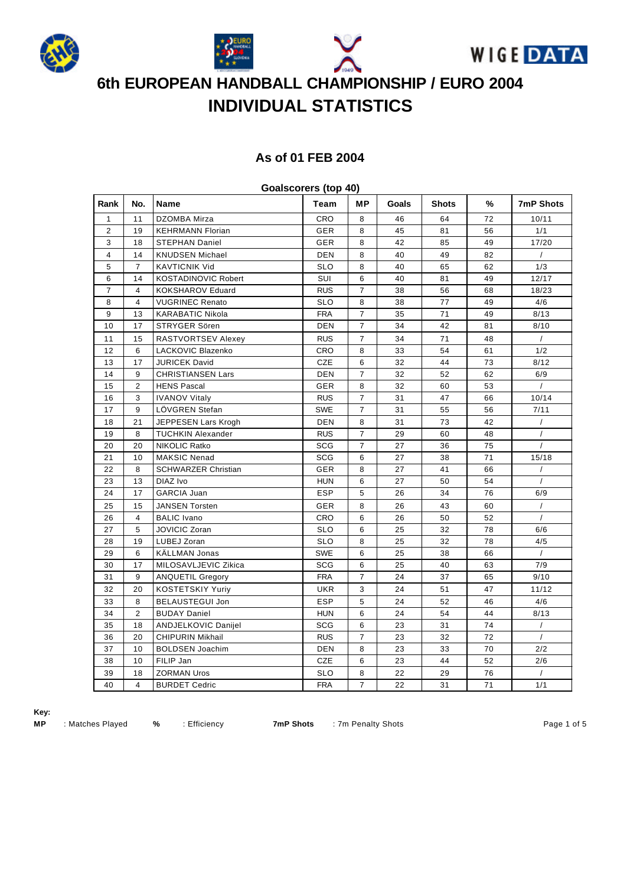# 6th EUROPEAN HANDBALL CHAMPIONSHIP / EURO 2004

# INDIVIDUAL STATISTICS

## As of 01 FEB 2004

### Goalscorers (top 40)

| Rank | No. | Name | Team | MP | Goals | Shots | % | 7mP Shots |
|---|---|---|---|---|---|---|---|---|
| 1 | 11 | DZOMBA Mirza | CRO | 8 | 46 | 64 | 72 | 10/11 |
| 2 | 19 | KEHRMANN Florian | GER | 8 | 45 | 81 | 56 | 1/1 |
| 3 | 18 | STEPHAN Daniel | GER | 8 | 42 | 85 | 49 | 17/20 |
| 4 | 14 | KNUDSEN Michael | DEN | 8 | 40 | 49 | 82 | / |
| 5 | 7 | KAVTICNIK Vid | SLO | 8 | 40 | 65 | 62 | 1/3 |
| 6 | 14 | KOSTADINOVIC Robert | SUI | 6 | 40 | 81 | 49 | 12/17 |
| 7 | 4 | KOKSHAROV Eduard | RUS | 7 | 38 | 56 | 68 | 18/23 |
| 8 | 4 | VUGRINEC Renato | SLO | 8 | 38 | 77 | 49 | 4/6 |
| 9 | 13 | KARABATIC Nikola | FRA | 7 | 35 | 71 | 49 | 8/13 |
| 10 | 17 | STRYGER Sören | DEN | 7 | 34 | 42 | 81 | 8/10 |
| 11 | 15 | RASTVORTSEV Alexey | RUS | 7 | 34 | 71 | 48 | / |
| 12 | 6 | LACKOVIC Blazenko | CRO | 8 | 33 | 54 | 61 | 1/2 |
| 13 | 17 | JURICEK David | CZE | 6 | 32 | 44 | 73 | 8/12 |
| 14 | 9 | CHRISTIANSEN Lars | DEN | 7 | 32 | 52 | 62 | 6/9 |
| 15 | 2 | HENS Pascal | GER | 8 | 32 | 60 | 53 | / |
| 16 | 3 | IVANOV Vitaly | RUS | 7 | 31 | 47 | 66 | 10/14 |
| 17 | 9 | LÖVGREN Stefan | SWE | 7 | 31 | 55 | 56 | 7/11 |
| 18 | 21 | JEPPESEN Lars Krogh | DEN | 8 | 31 | 73 | 42 | / |
| 19 | 8 | TUCHKIN Alexander | RUS | 7 | 29 | 60 | 48 | / |
| 20 | 20 | NIKOLIC Ratko | SCG | 7 | 27 | 36 | 75 | / |
| 21 | 10 | MAKSIC Nenad | SCG | 6 | 27 | 38 | 71 | 15/18 |
| 22 | 8 | SCHWARZER Christian | GER | 8 | 27 | 41 | 66 | / |
| 23 | 13 | DIAZ Ivo | HUN | 6 | 27 | 50 | 54 | / |
| 24 | 17 | GARCIA Juan | ESP | 5 | 26 | 34 | 76 | 6/9 |
| 25 | 15 | JANSEN Torsten | GER | 8 | 26 | 43 | 60 | / |
| 26 | 4 | BALIC Ivano | CRO | 6 | 26 | 50 | 52 | / |
| 27 | 5 | JOVICIC Zoran | SLO | 6 | 25 | 32 | 78 | 6/6 |
| 28 | 19 | LUBEJ Zoran | SLO | 8 | 25 | 32 | 78 | 4/5 |
| 29 | 6 | KÄLLMAN Jonas | SWE | 6 | 25 | 38 | 66 | / |
| 30 | 17 | MILOSAVLJEVIC Zikica | SCG | 6 | 25 | 40 | 63 | 7/9 |
| 31 | 9 | ANQUETIL Gregory | FRA | 7 | 24 | 37 | 65 | 9/10 |
| 32 | 20 | KOSTETSKIY Yuriy | UKR | 3 | 24 | 51 | 47 | 11/12 |
| 33 | 8 | BELAUSTEGUI Jon | ESP | 5 | 24 | 52 | 46 | 4/6 |
| 34 | 2 | BUDAY Daniel | HUN | 6 | 24 | 54 | 44 | 8/13 |
| 35 | 18 | ANDJELKOVIC Danijel | SCG | 6 | 23 | 31 | 74 | / |
| 36 | 20 | CHIPURIN Mikhail | RUS | 7 | 23 | 32 | 72 | / |
| 37 | 10 | BOLDSEN Joachim | DEN | 8 | 23 | 33 | 70 | 2/2 |
| 38 | 10 | FILIP Jan | CZE | 6 | 23 | 44 | 52 | 2/6 |
| 39 | 18 | ZORMAN Uros | SLO | 8 | 22 | 29 | 76 | / |
| 40 | 4 | BURDET Cedric | FRA | 7 | 22 | 31 | 71 | 1/1 |

**Key:**

**MP** : Matches Played **%** : Efficiency **7mP Shots** : 7m Penalty Shots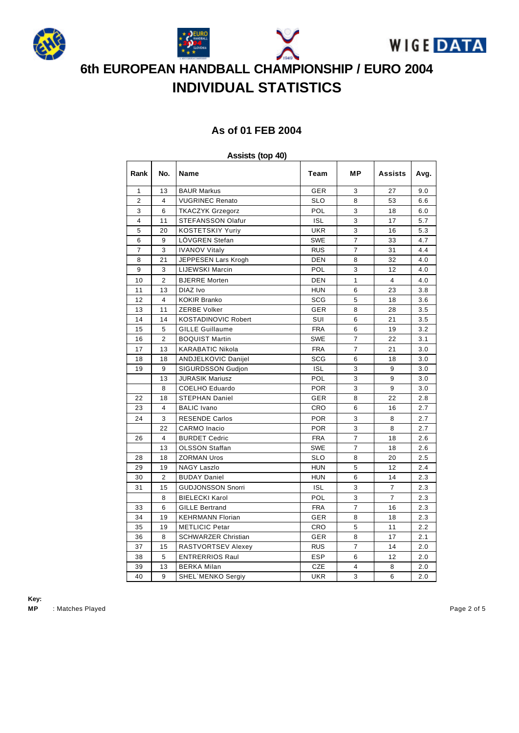# 6th EUROPEAN HANDBALL CHAMPIONSHIP / EURO 2004
# INDIVIDUAL STATISTICS

### As of 01 FEB 2004

**Assists (top 40)**

| Rank | No. | Name | Team | MP | Assists | Avg. |
|---|---|---|---|---|---|---|
| 1 | 13 | BAUR Markus | GER | 3 | 27 | 9.0 |
| 2 | 4 | VUGRINEC Renato | SLO | 8 | 53 | 6.6 |
| 3 | 6 | TKACZYK Grzegorz | POL | 3 | 18 | 6.0 |
| 4 | 11 | STEFANSSON Olafur | ISL | 3 | 17 | 5.7 |
| 5 | 20 | KOSTETSKIY Yuriy | UKR | 3 | 16 | 5.3 |
| 6 | 9 | LÖVGREN Stefan | SWE | 7 | 33 | 4.7 |
| 7 | 3 | IVANOV Vitaly | RUS | 7 | 31 | 4.4 |
| 8 | 21 | JEPPESEN Lars Krogh | DEN | 8 | 32 | 4.0 |
| 9 | 3 | LIJEWSKI Marcin | POL | 3 | 12 | 4.0 |
| 10 | 2 | BJERRE Morten | DEN | 1 | 4 | 4.0 |
| 11 | 13 | DIAZ Ivo | HUN | 6 | 23 | 3.8 |
| 12 | 4 | KOKIR Branko | SCG | 5 | 18 | 3.6 |
| 13 | 11 | ZERBE Volker | GER | 8 | 28 | 3.5 |
| 14 | 14 | KOSTADINOVIC Robert | SUI | 6 | 21 | 3.5 |
| 15 | 5 | GILLE Guillaume | FRA | 6 | 19 | 3.2 |
| 16 | 2 | BOQUIST Martin | SWE | 7 | 22 | 3.1 |
| 17 | 13 | KARABATIC Nikola | FRA | 7 | 21 | 3.0 |
| 18 | 18 | ANDJELKOVIC Danijel | SCG | 6 | 18 | 3.0 |
| 19 | 9 | SIGURDSSON Gudjon | ISL | 3 | 9 | 3.0 |
| | 13 | JURASIK Mariusz | POL | 3 | 9 | 3.0 |
| | 8 | COELHO Eduardo | POR | 3 | 9 | 3.0 |
| 22 | 18 | STEPHAN Daniel | GER | 8 | 22 | 2.8 |
| 23 | 4 | BALIC Ivano | CRO | 6 | 16 | 2.7 |
| 24 | 3 | RESENDE Carlos | POR | 3 | 8 | 2.7 |
| | 22 | CARMO Inacio | POR | 3 | 8 | 2.7 |
| 26 | 4 | BURDET Cedric | FRA | 7 | 18 | 2.6 |
| | 13 | OLSSON Staffan | SWE | 7 | 18 | 2.6 |
| 28 | 18 | ZORMAN Uros | SLO | 8 | 20 | 2.5 |
| 29 | 19 | NAGY Laszlo | HUN | 5 | 12 | 2.4 |
| 30 | 2 | BUDAY Daniel | HUN | 6 | 14 | 2.3 |
| 31 | 15 | GUDJONSSON Snorri | ISL | 3 | 7 | 2.3 |
| | 8 | BIELECKI Karol | POL | 3 | 7 | 2.3 |
| 33 | 6 | GILLE Bertrand | FRA | 7 | 16 | 2.3 |
| 34 | 19 | KEHRMANN Florian | GER | 8 | 18 | 2.3 |
| 35 | 19 | METLICIC Petar | CRO | 5 | 11 | 2.2 |
| 36 | 8 | SCHWARZER Christian | GER | 8 | 17 | 2.1 |
| 37 | 15 | RASTVORTSEV Alexey | RUS | 7 | 14 | 2.0 |
| 38 | 5 | ENTRERRIOS Raul | ESP | 6 | 12 | 2.0 |
| 39 | 13 | BERKA Milan | CZE | 4 | 8 | 2.0 |
| 40 | 9 | SHEL`MENKO Sergiy | UKR | 3 | 6 | 2.0 |

**Key:**
**MP** : Matches Played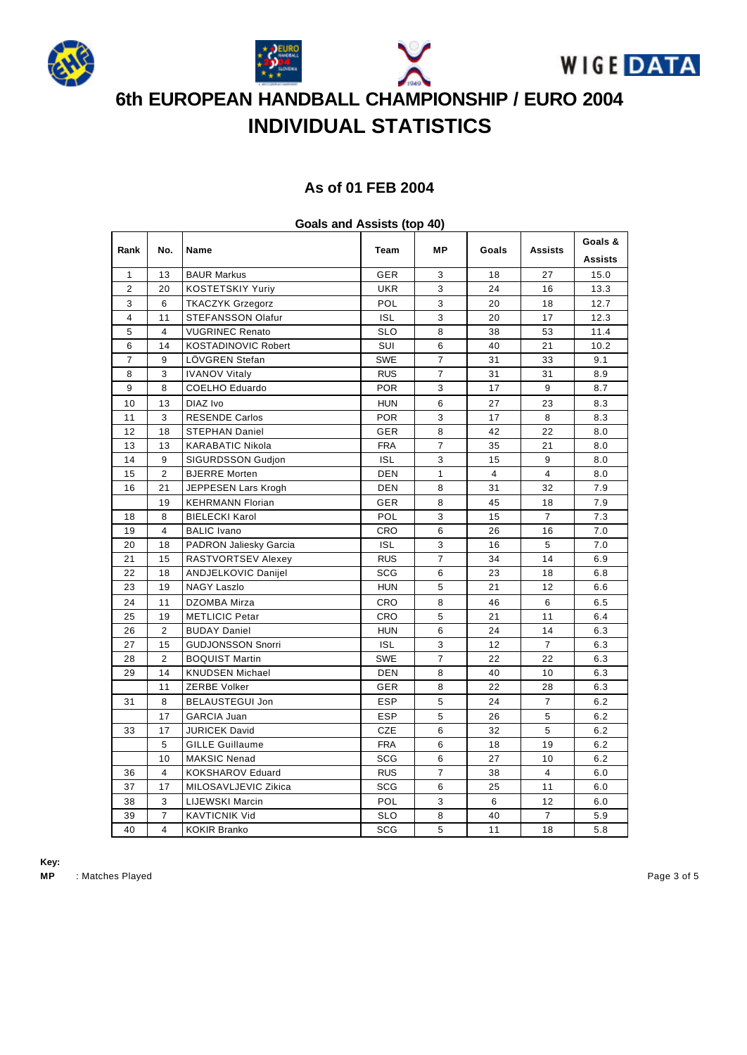# 6th EUROPEAN HANDBALL CHAMPIONSHIP / EURO 2004

# INDIVIDUAL STATISTICS

## As of 01 FEB 2004

### Goals and Assists (top 40)

| Rank | No. | Name | Team | MP | Goals | Assists | Goals & Assists |
|---|---|---|---|---|---|---|---|
| 1 | 13 | BAUR Markus | GER | 3 | 18 | 27 | 15.0 |
| 2 | 20 | KOSTETSKIY Yuriy | UKR | 3 | 24 | 16 | 13.3 |
| 3 | 6 | TKACZYK Grzegorz | POL | 3 | 20 | 18 | 12.7 |
| 4 | 11 | STEFANSSON Olafur | ISL | 3 | 20 | 17 | 12.3 |
| 5 | 4 | VUGRINEC Renato | SLO | 8 | 38 | 53 | 11.4 |
| 6 | 14 | KOSTADINOVIC Robert | SUI | 6 | 40 | 21 | 10.2 |
| 7 | 9 | LÖVGREN Stefan | SWE | 7 | 31 | 33 | 9.1 |
| 8 | 3 | IVANOV Vitaly | RUS | 7 | 31 | 31 | 8.9 |
| 9 | 8 | COELHO Eduardo | POR | 3 | 17 | 9 | 8.7 |
| 10 | 13 | DIAZ Ivo | HUN | 6 | 27 | 23 | 8.3 |
| 11 | 3 | RESENDE Carlos | POR | 3 | 17 | 8 | 8.3 |
| 12 | 18 | STEPHAN Daniel | GER | 8 | 42 | 22 | 8.0 |
| 13 | 13 | KARABATIC Nikola | FRA | 7 | 35 | 21 | 8.0 |
| 14 | 9 | SIGURDSSON Gudjon | ISL | 3 | 15 | 9 | 8.0 |
| 15 | 2 | BJERRE Morten | DEN | 1 | 4 | 4 | 8.0 |
| 16 | 21 | JEPPESEN Lars Krogh | DEN | 8 | 31 | 32 | 7.9 |
|  | 19 | KEHRMANN Florian | GER | 8 | 45 | 18 | 7.9 |
| 18 | 8 | BIELECKI Karol | POL | 3 | 15 | 7 | 7.3 |
| 19 | 4 | BALIC Ivano | CRO | 6 | 26 | 16 | 7.0 |
| 20 | 18 | PADRON Jaliesky Garcia | ISL | 3 | 16 | 5 | 7.0 |
| 21 | 15 | RASTVORTSEV Alexey | RUS | 7 | 34 | 14 | 6.9 |
| 22 | 18 | ANDJELKOVIC Danijel | SCG | 6 | 23 | 18 | 6.8 |
| 23 | 19 | NAGY Laszlo | HUN | 5 | 21 | 12 | 6.6 |
| 24 | 11 | DZOMBA Mirza | CRO | 8 | 46 | 6 | 6.5 |
| 25 | 19 | METLICIC Petar | CRO | 5 | 21 | 11 | 6.4 |
| 26 | 2 | BUDAY Daniel | HUN | 6 | 24 | 14 | 6.3 |
| 27 | 15 | GUDJONSSON Snorri | ISL | 3 | 12 | 7 | 6.3 |
| 28 | 2 | BOQUIST Martin | SWE | 7 | 22 | 22 | 6.3 |
| 29 | 14 | KNUDSEN Michael | DEN | 8 | 40 | 10 | 6.3 |
|  | 11 | ZERBE Volker | GER | 8 | 22 | 28 | 6.3 |
| 31 | 8 | BELAUSTEGUI Jon | ESP | 5 | 24 | 7 | 6.2 |
|  | 17 | GARCIA Juan | ESP | 5 | 26 | 5 | 6.2 |
| 33 | 17 | JURICEK David | CZE | 6 | 32 | 5 | 6.2 |
|  | 5 | GILLE Guillaume | FRA | 6 | 18 | 19 | 6.2 |
|  | 10 | MAKSIC Nenad | SCG | 6 | 27 | 10 | 6.2 |
| 36 | 4 | KOKSHAROV Eduard | RUS | 7 | 38 | 4 | 6.0 |
| 37 | 17 | MILOSAVLJEVIC Zikica | SCG | 6 | 25 | 11 | 6.0 |
| 38 | 3 | LIJEWSKI Marcin | POL | 3 | 6 | 12 | 6.0 |
| 39 | 7 | KAVTICNIK Vid | SLO | 8 | 40 | 7 | 5.9 |
| 40 | 4 | KOKIR Branko | SCG | 5 | 11 | 18 | 5.8 |

**Key:**
**MP** : Matches Played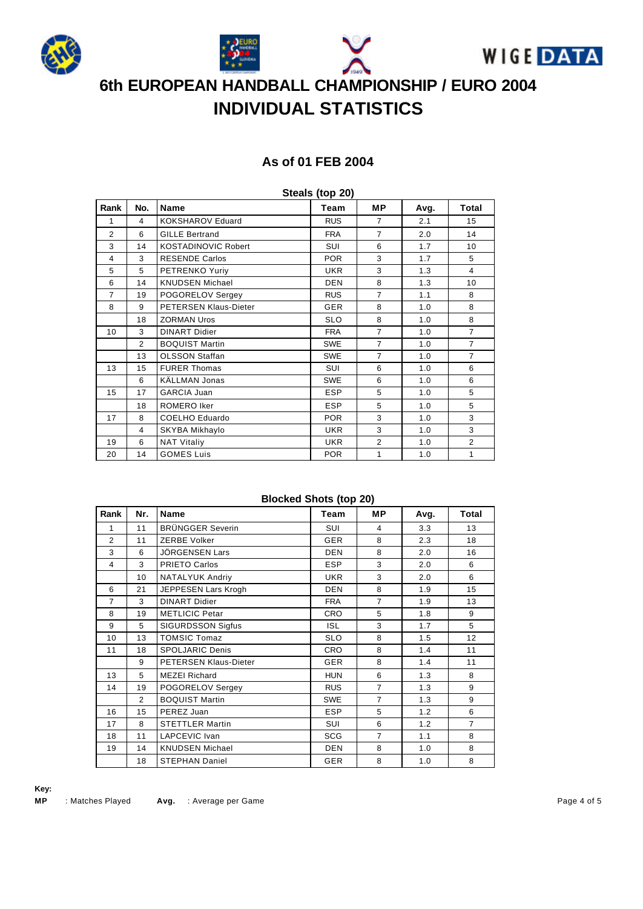# 6th EUROPEAN HANDBALL CHAMPIONSHIP / EURO 2004

# INDIVIDUAL STATISTICS

## As of 01 FEB 2004

### Steals (top 20)

| Rank | No. | Name | Team | MP | Avg. | Total |
|---|---|---|---|---|---|---|
| 1 | 4 | KOKSHAROV Eduard | RUS | 7 | 2.1 | 15 |
| 2 | 6 | GILLE Bertrand | FRA | 7 | 2.0 | 14 |
| 3 | 14 | KOSTADINOVIC Robert | SUI | 6 | 1.7 | 10 |
| 4 | 3 | RESENDE Carlos | POR | 3 | 1.7 | 5 |
| 5 | 5 | PETRENKO Yuriy | UKR | 3 | 1.3 | 4 |
| 6 | 14 | KNUDSEN Michael | DEN | 8 | 1.3 | 10 |
| 7 | 19 | POGORELOV Sergey | RUS | 7 | 1.1 | 8 |
| 8 | 9 | PETERSEN Klaus-Dieter | GER | 8 | 1.0 | 8 |
| | 18 | ZORMAN Uros | SLO | 8 | 1.0 | 8 |
| 10 | 3 | DINART Didier | FRA | 7 | 1.0 | 7 |
| | 2 | BOQUIST Martin | SWE | 7 | 1.0 | 7 |
| | 13 | OLSSON Staffan | SWE | 7 | 1.0 | 7 |
| 13 | 15 | FURER Thomas | SUI | 6 | 1.0 | 6 |
| | 6 | KÄLLMAN Jonas | SWE | 6 | 1.0 | 6 |
| 15 | 17 | GARCIA Juan | ESP | 5 | 1.0 | 5 |
| | 18 | ROMERO Iker | ESP | 5 | 1.0 | 5 |
| 17 | 8 | COELHO Eduardo | POR | 3 | 1.0 | 3 |
| | 4 | SKYBA Mikhaylo | UKR | 3 | 1.0 | 3 |
| 19 | 6 | NAT Vitaliy | UKR | 2 | 1.0 | 2 |
| 20 | 14 | GOMES Luis | POR | 1 | 1.0 | 1 |

### Blocked Shots (top 20)

| Rank | Nr. | Name | Team | MP | Avg. | Total |
|---|---|---|---|---|---|---|
| 1 | 11 | BRÜNGGER Severin | SUI | 4 | 3.3 | 13 |
| 2 | 11 | ZERBE Volker | GER | 8 | 2.3 | 18 |
| 3 | 6 | JÖRGENSEN Lars | DEN | 8 | 2.0 | 16 |
| 4 | 3 | PRIETO Carlos | ESP | 3 | 2.0 | 6 |
| | 10 | NATALYUK Andriy | UKR | 3 | 2.0 | 6 |
| 6 | 21 | JEPPESEN Lars Krogh | DEN | 8 | 1.9 | 15 |
| 7 | 3 | DINART Didier | FRA | 7 | 1.9 | 13 |
| 8 | 19 | METLICIC Petar | CRO | 5 | 1.8 | 9 |
| 9 | 5 | SIGURDSSON Sigfus | ISL | 3 | 1.7 | 5 |
| 10 | 13 | TOMSIC Tomaz | SLO | 8 | 1.5 | 12 |
| 11 | 18 | SPOLJARIC Denis | CRO | 8 | 1.4 | 11 |
| | 9 | PETERSEN Klaus-Dieter | GER | 8 | 1.4 | 11 |
| 13 | 5 | MEZEI Richard | HUN | 6 | 1.3 | 8 |
| 14 | 19 | POGORELOV Sergey | RUS | 7 | 1.3 | 9 |
| | 2 | BOQUIST Martin | SWE | 7 | 1.3 | 9 |
| 16 | 15 | PEREZ Juan | ESP | 5 | 1.2 | 6 |
| 17 | 8 | STETTLER Martin | SUI | 6 | 1.2 | 7 |
| 18 | 11 | LAPCEVIC Ivan | SCG | 7 | 1.1 | 8 |
| 19 | 14 | KNUDSEN Michael | DEN | 8 | 1.0 | 8 |
| | 18 | STEPHAN Daniel | GER | 8 | 1.0 | 8 |

**Key:**
**MP** : Matches Played **Avg.** : Average per Game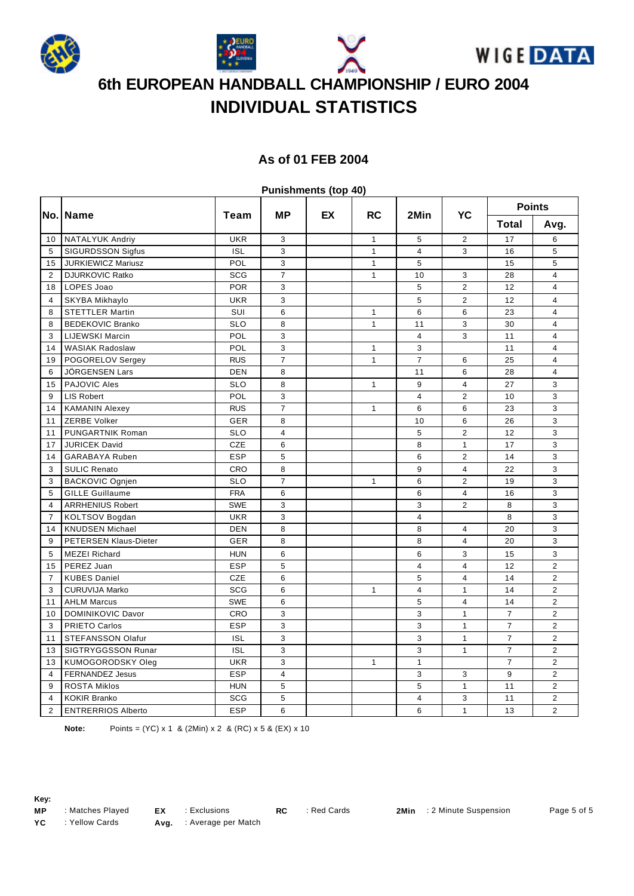# 6th EUROPEAN HANDBALL CHAMPIONSHIP / EURO 2004

# INDIVIDUAL STATISTICS

### As of 01 FEB 2004

**Punishments (top 40)**

| No. | Name | Team | MP | EX | RC | 2Min | YC | Points | |
|---|---|---|---|---|---|---|---|---|---|
| | | | | | | | | Total | Avg. |
| 10 | NATALYUK Andriy | UKR | 3 | | 1 | 5 | 2 | 17 | 6 |
| 5 | SIGURDSSON Sigfus | ISL | 3 | | 1 | 4 | 3 | 16 | 5 |
| 15 | JURKIEWICZ Mariusz | POL | 3 | | 1 | 5 | | 15 | 5 |
| 2 | DJURKOVIC Ratko | SCG | 7 | | 1 | 10 | 3 | 28 | 4 |
| 18 | LOPES Joao | POR | 3 | | | 5 | 2 | 12 | 4 |
| 4 | SKYBA Mikhaylo | UKR | 3 | | | 5 | 2 | 12 | 4 |
| 8 | STETTLER Martin | SUI | 6 | | 1 | 6 | 6 | 23 | 4 |
| 8 | BEDEKOVIC Branko | SLO | 8 | | 1 | 11 | 3 | 30 | 4 |
| 3 | LIJEWSKI Marcin | POL | 3 | | | 4 | 3 | 11 | 4 |
| 14 | WASIAK Radoslaw | POL | 3 | | 1 | 3 | | 11 | 4 |
| 19 | POGORELOV Sergey | RUS | 7 | | 1 | 7 | 6 | 25 | 4 |
| 6 | JÖRGENSEN Lars | DEN | 8 | | | 11 | 6 | 28 | 4 |
| 15 | PAJOVIC Ales | SLO | 8 | | 1 | 9 | 4 | 27 | 3 |
| 9 | LIS Robert | POL | 3 | | | 4 | 2 | 10 | 3 |
| 14 | KAMANIN Alexey | RUS | 7 | | 1 | 6 | 6 | 23 | 3 |
| 11 | ZERBE Volker | GER | 8 | | | 10 | 6 | 26 | 3 |
| 11 | PUNGARTNIK Roman | SLO | 4 | | | 5 | 2 | 12 | 3 |
| 17 | JURICEK David | CZE | 6 | | | 8 | 1 | 17 | 3 |
| 14 | GARABAYA Ruben | ESP | 5 | | | 6 | 2 | 14 | 3 |
| 3 | SULIC Renato | CRO | 8 | | | 9 | 4 | 22 | 3 |
| 3 | BACKOVIC Ognjen | SLO | 7 | | 1 | 6 | 2 | 19 | 3 |
| 5 | GILLE Guillaume | FRA | 6 | | | 6 | 4 | 16 | 3 |
| 4 | ARRHENIUS Robert | SWE | 3 | | | 3 | 2 | 8 | 3 |
| 7 | KOLTSOV Bogdan | UKR | 3 | | | 4 | | 8 | 3 |
| 14 | KNUDSEN Michael | DEN | 8 | | | 8 | 4 | 20 | 3 |
| 9 | PETERSEN Klaus-Dieter | GER | 8 | | | 8 | 4 | 20 | 3 |
| 5 | MEZEI Richard | HUN | 6 | | | 6 | 3 | 15 | 3 |
| 15 | PEREZ Juan | ESP | 5 | | | 4 | 4 | 12 | 2 |
| 7 | KUBES Daniel | CZE | 6 | | | 5 | 4 | 14 | 2 |
| 3 | CURUVIJA Marko | SCG | 6 | | 1 | 4 | 1 | 14 | 2 |
| 11 | AHLM Marcus | SWE | 6 | | | 5 | 4 | 14 | 2 |
| 10 | DOMINIKOVIC Davor | CRO | 3 | | | 3 | 1 | 7 | 2 |
| 3 | PRIETO Carlos | ESP | 3 | | | 3 | 1 | 7 | 2 |
| 11 | STEFANSSON Olafur | ISL | 3 | | | 3 | 1 | 7 | 2 |
| 13 | SIGTRYGGSSON Runar | ISL | 3 | | | 3 | 1 | 7 | 2 |
| 13 | KUMOGORODSKY Oleg | UKR | 3 | | 1 | 1 | | 7 | 2 |
| 4 | FERNANDEZ Jesus | ESP | 4 | | | 3 | 3 | 9 | 2 |
| 9 | ROSTA Miklos | HUN | 5 | | | 5 | 1 | 11 | 2 |
| 4 | KOKIR Branko | SCG | 5 | | | 4 | 3 | 11 | 2 |
| 2 | ENTERRIOS Alberto | ESP | 6 | | | 6 | 1 | 13 | 2 |

**Note:** Points = (YC) x 1 & (2Min) x 2 & (RC) x 5 & (EX) x 10

**Key:**

**MP** : Matches Played **EX** : Exclusions **RC** : Red Cards **2Min** : 2 Minute Suspension

**YC** : Yellow Cards **Avg.** : Average per Match